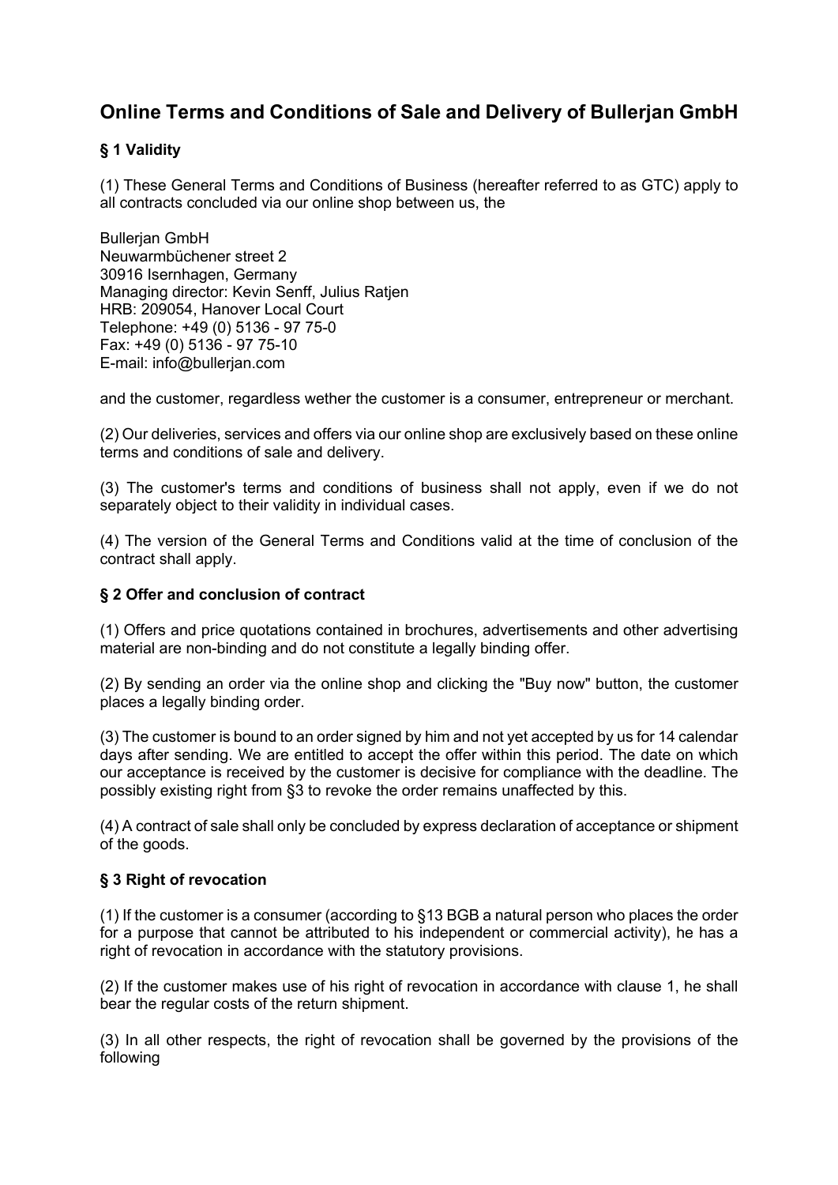# Online Terms and Conditions of Sale and Delivery of Bullerjan GmbH

### § 1 Validity

(1) These General Terms and Conditions of Business (hereafter referred to as GTC) apply to all contracts concluded via our online shop between us, the

Bullerjan GmbH
Neuwarmbüchener street 2
30916 Isernhagen, Germany
Managing director: Kevin Senff, Julius Ratjen
HRB: 209054, Hanover Local Court
Telephone: +49 (0) 5136 - 97 75-0
Fax: +49 (0) 5136 - 97 75-10
E-mail: info@bullerjan.com

and the customer, regardless wether the customer is a consumer, entrepreneur or merchant.

(2) Our deliveries, services and offers via our online shop are exclusively based on these online terms and conditions of sale and delivery.

(3) The customer's terms and conditions of business shall not apply, even if we do not separately object to their validity in individual cases.

(4) The version of the General Terms and Conditions valid at the time of conclusion of the contract shall apply.

### § 2 Offer and conclusion of contract

(1) Offers and price quotations contained in brochures, advertisements and other advertising material are non-binding and do not constitute a legally binding offer.

(2) By sending an order via the online shop and clicking the "Buy now" button, the customer places a legally binding order.

(3) The customer is bound to an order signed by him and not yet accepted by us for 14 calendar days after sending. We are entitled to accept the offer within this period. The date on which our acceptance is received by the customer is decisive for compliance with the deadline. The possibly existing right from §3 to revoke the order remains unaffected by this.

(4) A contract of sale shall only be concluded by express declaration of acceptance or shipment of the goods.

### § 3 Right of revocation

(1) If the customer is a consumer (according to §13 BGB a natural person who places the order for a purpose that cannot be attributed to his independent or commercial activity), he has a right of revocation in accordance with the statutory provisions.

(2) If the customer makes use of his right of revocation in accordance with clause 1, he shall bear the regular costs of the return shipment.

(3) In all other respects, the right of revocation shall be governed by the provisions of the following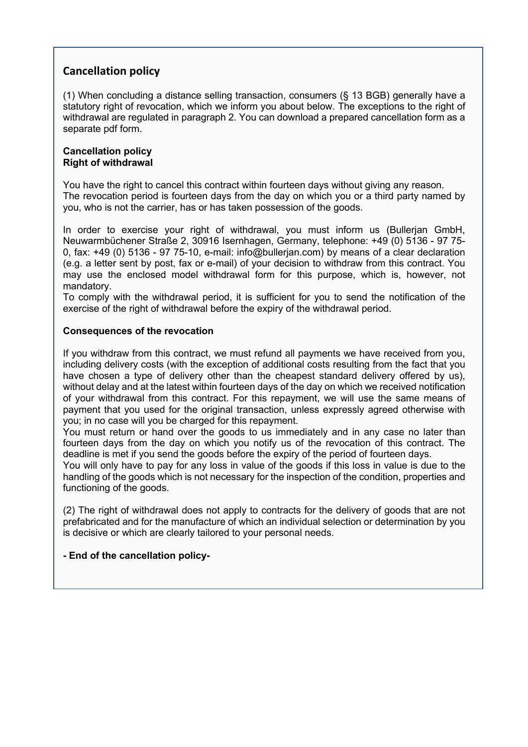## Cancellation policy

(1) When concluding a distance selling transaction, consumers (§ 13 BGB) generally have a statutory right of revocation, which we inform you about below. The exceptions to the right of withdrawal are regulated in paragraph 2. You can download a prepared cancellation form as a separate pdf form.

**Cancellation policy**
**Right of withdrawal**

You have the right to cancel this contract within fourteen days without giving any reason.
The revocation period is fourteen days from the day on which you or a third party named by you, who is not the carrier, has or has taken possession of the goods.

In order to exercise your right of withdrawal, you must inform us (Bullerjan GmbH, Neuwarmbüchener Straße 2, 30916 Isernhagen, Germany, telephone: +49 (0) 5136 - 97 75-0, fax: +49 (0) 5136 - 97 75-10, e-mail: info@bullerjan.com) by means of a clear declaration (e.g. a letter sent by post, fax or e-mail) of your decision to withdraw from this contract. You may use the enclosed model withdrawal form for this purpose, which is, however, not mandatory.
To comply with the withdrawal period, it is sufficient for you to send the notification of the exercise of the right of withdrawal before the expiry of the withdrawal period.

**Consequences of the revocation**

If you withdraw from this contract, we must refund all payments we have received from you, including delivery costs (with the exception of additional costs resulting from the fact that you have chosen a type of delivery other than the cheapest standard delivery offered by us), without delay and at the latest within fourteen days of the day on which we received notification of your withdrawal from this contract. For this repayment, we will use the same means of payment that you used for the original transaction, unless expressly agreed otherwise with you; in no case will you be charged for this repayment.
You must return or hand over the goods to us immediately and in any case no later than fourteen days from the day on which you notify us of the revocation of this contract. The deadline is met if you send the goods before the expiry of the period of fourteen days.
You will only have to pay for any loss in value of the goods if this loss in value is due to the handling of the goods which is not necessary for the inspection of the condition, properties and functioning of the goods.

(2) The right of withdrawal does not apply to contracts for the delivery of goods that are not prefabricated and for the manufacture of which an individual selection or determination by you is decisive or which are clearly tailored to your personal needs.

**- End of the cancellation policy-**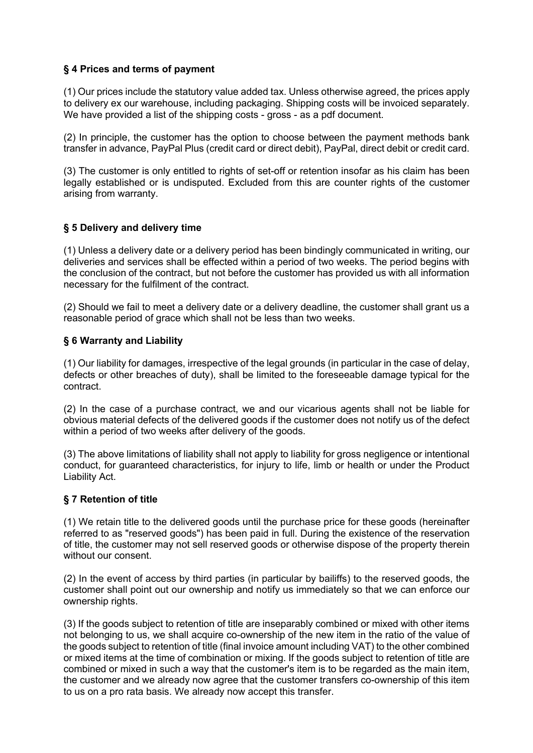## § 4 Prices and terms of payment

(1) Our prices include the statutory value added tax. Unless otherwise agreed, the prices apply to delivery ex our warehouse, including packaging. Shipping costs will be invoiced separately. We have provided a list of the shipping costs - gross - as a pdf document.

(2) In principle, the customer has the option to choose between the payment methods bank transfer in advance, PayPal Plus (credit card or direct debit), PayPal, direct debit or credit card.

(3) The customer is only entitled to rights of set-off or retention insofar as his claim has been legally established or is undisputed. Excluded from this are counter rights of the customer arising from warranty.

## § 5 Delivery and delivery time

(1) Unless a delivery date or a delivery period has been bindingly communicated in writing, our deliveries and services shall be effected within a period of two weeks. The period begins with the conclusion of the contract, but not before the customer has provided us with all information necessary for the fulfilment of the contract.

(2) Should we fail to meet a delivery date or a delivery deadline, the customer shall grant us a reasonable period of grace which shall not be less than two weeks.

## § 6 Warranty and Liability

(1) Our liability for damages, irrespective of the legal grounds (in particular in the case of delay, defects or other breaches of duty), shall be limited to the foreseeable damage typical for the contract.

(2) In the case of a purchase contract, we and our vicarious agents shall not be liable for obvious material defects of the delivered goods if the customer does not notify us of the defect within a period of two weeks after delivery of the goods.

(3) The above limitations of liability shall not apply to liability for gross negligence or intentional conduct, for guaranteed characteristics, for injury to life, limb or health or under the Product Liability Act.

## § 7 Retention of title

(1) We retain title to the delivered goods until the purchase price for these goods (hereinafter referred to as "reserved goods") has been paid in full. During the existence of the reservation of title, the customer may not sell reserved goods or otherwise dispose of the property therein without our consent.

(2) In the event of access by third parties (in particular by bailiffs) to the reserved goods, the customer shall point out our ownership and notify us immediately so that we can enforce our ownership rights.

(3) If the goods subject to retention of title are inseparably combined or mixed with other items not belonging to us, we shall acquire co-ownership of the new item in the ratio of the value of the goods subject to retention of title (final invoice amount including VAT) to the other combined or mixed items at the time of combination or mixing. If the goods subject to retention of title are combined or mixed in such a way that the customer's item is to be regarded as the main item, the customer and we already now agree that the customer transfers co-ownership of this item to us on a pro rata basis. We already now accept this transfer.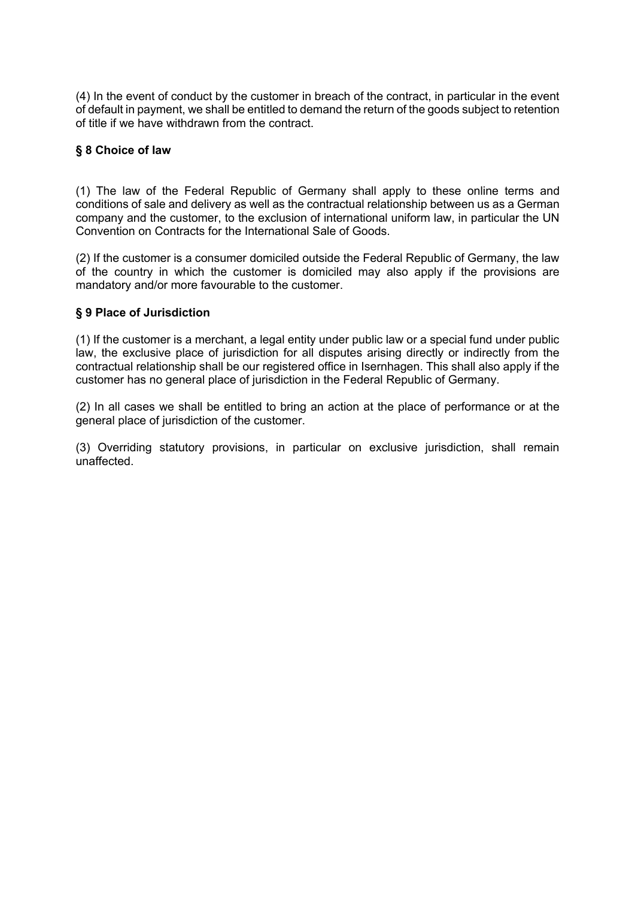(4) In the event of conduct by the customer in breach of the contract, in particular in the event of default in payment, we shall be entitled to demand the return of the goods subject to retention of title if we have withdrawn from the contract.

## § 8 Choice of law

(1) The law of the Federal Republic of Germany shall apply to these online terms and conditions of sale and delivery as well as the contractual relationship between us as a German company and the customer, to the exclusion of international uniform law, in particular the UN Convention on Contracts for the International Sale of Goods.

(2) If the customer is a consumer domiciled outside the Federal Republic of Germany, the law of the country in which the customer is domiciled may also apply if the provisions are mandatory and/or more favourable to the customer.

## § 9 Place of Jurisdiction

(1) If the customer is a merchant, a legal entity under public law or a special fund under public law, the exclusive place of jurisdiction for all disputes arising directly or indirectly from the contractual relationship shall be our registered office in Isernhagen. This shall also apply if the customer has no general place of jurisdiction in the Federal Republic of Germany.

(2) In all cases we shall be entitled to bring an action at the place of performance or at the general place of jurisdiction of the customer.

(3) Overriding statutory provisions, in particular on exclusive jurisdiction, shall remain unaffected.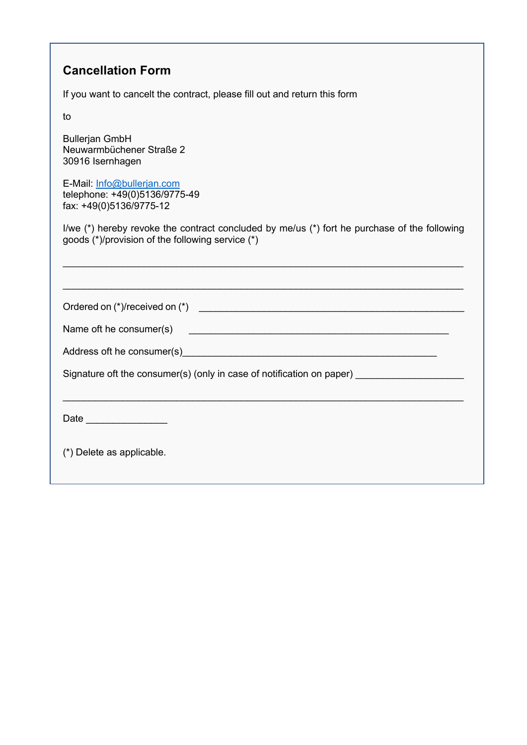## Cancellation Form

If you want to cancelt the contract, please fill out and return this form

to

Bullerjan GmbH
Neuwarmbüchener Straße 2
30916 Isernhagen

E-Mail: Info@bullerjan.com
telephone: +49(0)5136/9775-49
fax: +49(0)5136/9775-12

I/we (*) hereby revoke the contract concluded by me/us (*) fort he purchase of the following goods (*)/provision of the following service (*)

______________________________________________________________________

______________________________________________________________________

Ordered on (*)/received on (*) ____________________________________________

Name oft he consumer(s) ____________________________________________

Address oft he consumer(s)____________________________________________

Signature oft the consumer(s) (only in case of notification on paper) _________________

______________________________________________________________________

Date ______________

(*) Delete as applicable.